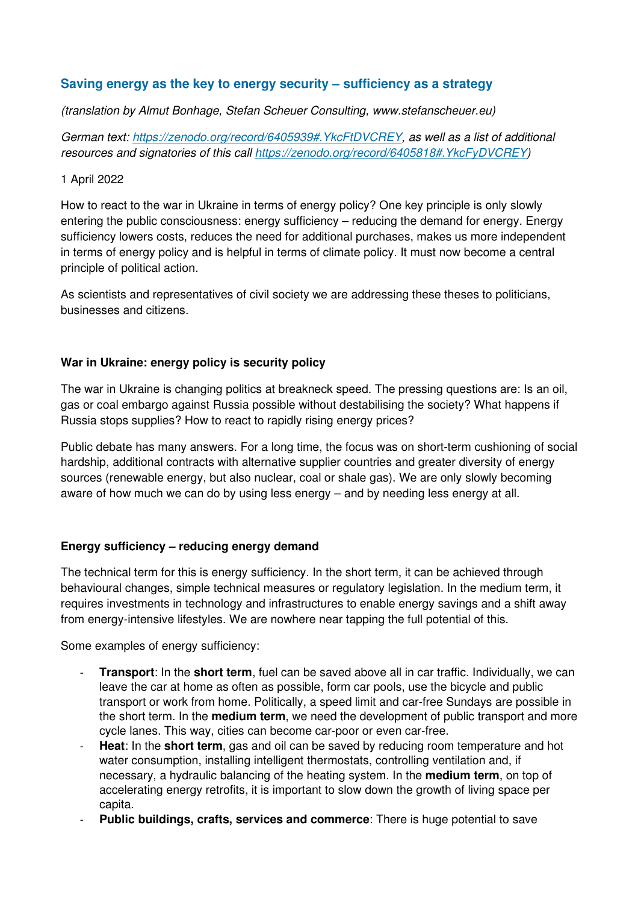## Saving energy as the key to energy security – sufficiency as a strategy

*(translation by Almut Bonhage, Stefan Scheuer Consulting, www.stefanscheuer.eu)*

*German text: [https://zenodo.org/record/6405939#.YkcFtDVCREY](https://zenodo.org/record/6405939#.YkcFtDVCREY), as well as a list of additional resources and signatories of this call [https://zenodo.org/record/6405818#.YkcFyDVCREY](https://zenodo.org/record/6405818#.YkcFyDVCREY))*

1 April 2022

How to react to the war in Ukraine in terms of energy policy? One key principle is only slowly entering the public consciousness: energy sufficiency – reducing the demand for energy. Energy sufficiency lowers costs, reduces the need for additional purchases, makes us more independent in terms of energy policy and is helpful in terms of climate policy. It must now become a central principle of political action.

As scientists and representatives of civil society we are addressing these theses to politicians, businesses and citizens.

### War in Ukraine: energy policy is security policy

The war in Ukraine is changing politics at breakneck speed. The pressing questions are: Is an oil, gas or coal embargo against Russia possible without destabilising the society? What happens if Russia stops supplies? How to react to rapidly rising energy prices?

Public debate has many answers. For a long time, the focus was on short-term cushioning of social hardship, additional contracts with alternative supplier countries and greater diversity of energy sources (renewable energy, but also nuclear, coal or shale gas). We are only slowly becoming aware of how much we can do by using less energy – and by needing less energy at all.

### Energy sufficiency – reducing energy demand

The technical term for this is energy sufficiency. In the short term, it can be achieved through behavioural changes, simple technical measures or regulatory legislation. In the medium term, it requires investments in technology and infrastructures to enable energy savings and a shift away from energy-intensive lifestyles. We are nowhere near tapping the full potential of this.

Some examples of energy sufficiency:

- **Transport**: In the **short term**, fuel can be saved above all in car traffic. Individually, we can leave the car at home as often as possible, form car pools, use the bicycle and public transport or work from home. Politically, a speed limit and car-free Sundays are possible in the short term. In the **medium term**, we need the development of public transport and more cycle lanes. This way, cities can become car-poor or even car-free.
- **Heat**: In the **short term**, gas and oil can be saved by reducing room temperature and hot water consumption, installing intelligent thermostats, controlling ventilation and, if necessary, a hydraulic balancing of the heating system. In the **medium term**, on top of accelerating energy retrofits, it is important to slow down the growth of living space per capita.
- **Public buildings, crafts, services and commerce**: There is huge potential to save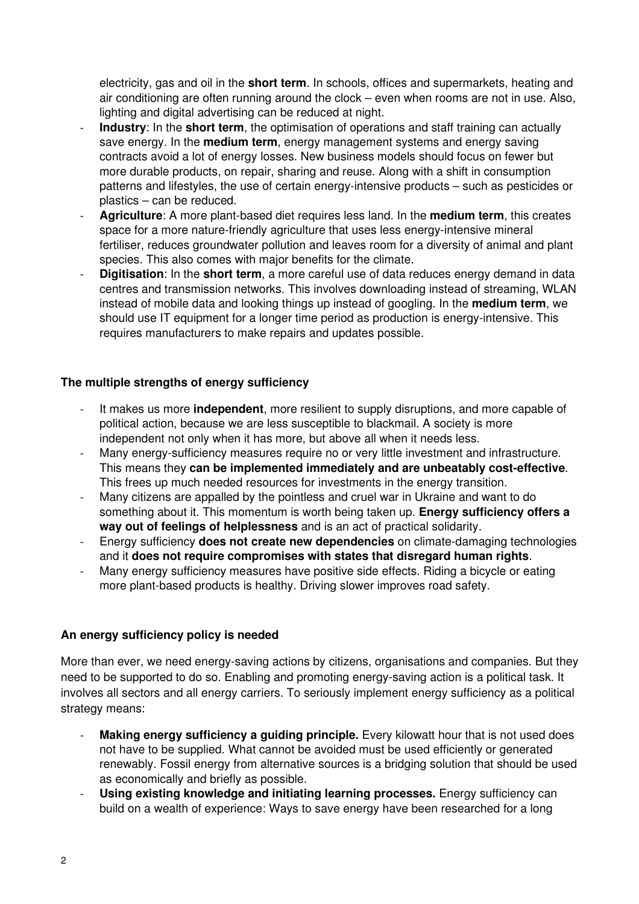electricity, gas and oil in the **short term**. In schools, offices and supermarkets, heating and air conditioning are often running around the clock – even when rooms are not in use. Also, lighting and digital advertising can be reduced at night.

- **Industry**: In the **short term**, the optimisation of operations and staff training can actually save energy. In the **medium term**, energy management systems and energy saving contracts avoid a lot of energy losses. New business models should focus on fewer but more durable products, on repair, sharing and reuse. Along with a shift in consumption patterns and lifestyles, the use of certain energy-intensive products – such as pesticides or plastics – can be reduced.
- **Agriculture**: A more plant-based diet requires less land. In the **medium term**, this creates space for a more nature-friendly agriculture that uses less energy-intensive mineral fertiliser, reduces groundwater pollution and leaves room for a diversity of animal and plant species. This also comes with major benefits for the climate.
- **Digitisation**: In the **short term**, a more careful use of data reduces energy demand in data centres and transmission networks. This involves downloading instead of streaming, WLAN instead of mobile data and looking things up instead of googling. In the **medium term**, we should use IT equipment for a longer time period as production is energy-intensive. This requires manufacturers to make repairs and updates possible.

**The multiple strengths of energy sufficiency**

- It makes us more **independent**, more resilient to supply disruptions, and more capable of political action, because we are less susceptible to blackmail. A society is more independent not only when it has more, but above all when it needs less.
- Many energy-sufficiency measures require no or very little investment and infrastructure. This means they **can be implemented immediately and are unbeatably cost-effective**. This frees up much needed resources for investments in the energy transition.
- Many citizens are appalled by the pointless and cruel war in Ukraine and want to do something about it. This momentum is worth being taken up. **Energy sufficiency offers a way out of feelings of helplessness** and is an act of practical solidarity.
- Energy sufficiency **does not create new dependencies** on climate-damaging technologies and it **does not require compromises with states that disregard human rights**.
- Many energy sufficiency measures have positive side effects. Riding a bicycle or eating more plant-based products is healthy. Driving slower improves road safety.

**An energy sufficiency policy is needed**

More than ever, we need energy-saving actions by citizens, organisations and companies. But they need to be supported to do so. Enabling and promoting energy-saving action is a political task. It involves all sectors and all energy carriers. To seriously implement energy sufficiency as a political strategy means:

- **Making energy sufficiency a guiding principle.** Every kilowatt hour that is not used does not have to be supplied. What cannot be avoided must be used efficiently or generated renewably. Fossil energy from alternative sources is a bridging solution that should be used as economically and briefly as possible.
- **Using existing knowledge and initiating learning processes.** Energy sufficiency can build on a wealth of experience: Ways to save energy have been researched for a long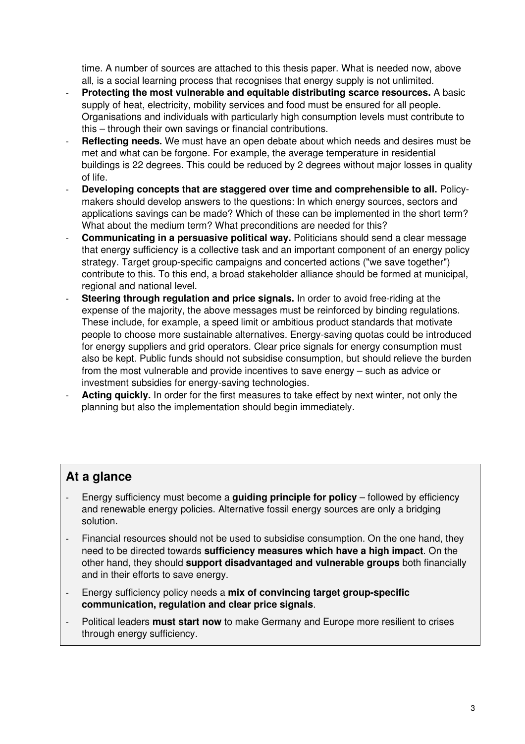time. A number of sources are attached to this thesis paper. What is needed now, above all, is a social learning process that recognises that energy supply is not unlimited.

- **Protecting the most vulnerable and equitable distributing scarce resources.** A basic supply of heat, electricity, mobility services and food must be ensured for all people. Organisations and individuals with particularly high consumption levels must contribute to this – through their own savings or financial contributions.
- **Reflecting needs.** We must have an open debate about which needs and desires must be met and what can be forgone. For example, the average temperature in residential buildings is 22 degrees. This could be reduced by 2 degrees without major losses in quality of life.
- **Developing concepts that are staggered over time and comprehensible to all.** Policy-makers should develop answers to the questions: In which energy sources, sectors and applications savings can be made? Which of these can be implemented in the short term? What about the medium term? What preconditions are needed for this?
- **Communicating in a persuasive political way.** Politicians should send a clear message that energy sufficiency is a collective task and an important component of an energy policy strategy. Target group-specific campaigns and concerted actions ("we save together") contribute to this. To this end, a broad stakeholder alliance should be formed at municipal, regional and national level.
- **Steering through regulation and price signals.** In order to avoid free-riding at the expense of the majority, the above messages must be reinforced by binding regulations. These include, for example, a speed limit or ambitious product standards that motivate people to choose more sustainable alternatives. Energy-saving quotas could be introduced for energy suppliers and grid operators. Clear price signals for energy consumption must also be kept. Public funds should not subsidise consumption, but should relieve the burden from the most vulnerable and provide incentives to save energy – such as advice or investment subsidies for energy-saving technologies.
- **Acting quickly.** In order for the first measures to take effect by next winter, not only the planning but also the implementation should begin immediately.

## At a glance

- Energy sufficiency must become a **guiding principle for policy** – followed by efficiency and renewable energy policies. Alternative fossil energy sources are only a bridging solution.
- Financial resources should not be used to subsidise consumption. On the one hand, they need to be directed towards **sufficiency measures which have a high impact**. On the other hand, they should **support disadvantaged and vulnerable groups** both financially and in their efforts to save energy.
- Energy sufficiency policy needs a **mix of convincing target group-specific communication, regulation and clear price signals**.
- Political leaders **must start now** to make Germany and Europe more resilient to crises through energy sufficiency.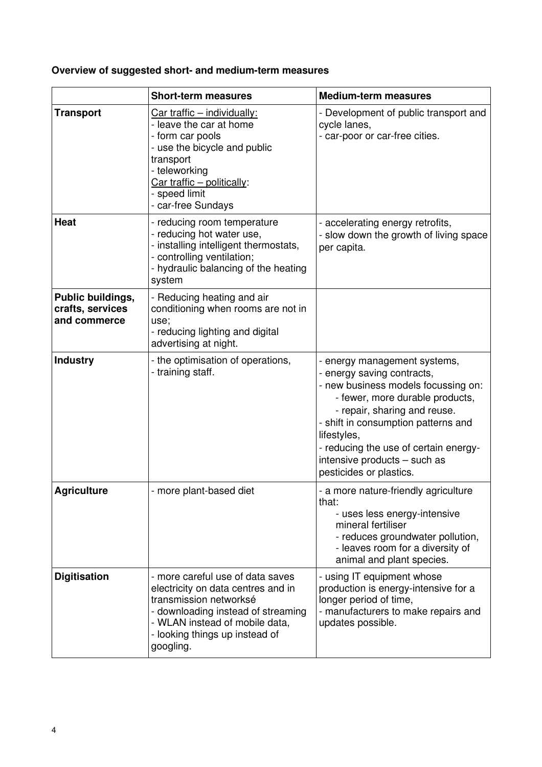**Overview of suggested short- and medium-term measures**

| | Short-term measures | Medium-term measures |
|---|---|---|
| **Transport** | Car traffic – individually:<br>- leave the car at home<br>- form car pools<br>- use the bicycle and public transport<br>- teleworking<br>Car traffic – politically:<br>- speed limit<br>- car-free Sundays | - Development of public transport and cycle lanes,<br>- car-poor or car-free cities. |
| **Heat** | - reducing room temperature<br>- reducing hot water use,<br>- installing intelligent thermostats,<br>- controlling ventilation;<br>- hydraulic balancing of the heating system | - accelerating energy retrofits,<br>- slow down the growth of living space per capita. |
| **Public buildings, crafts, services and commerce** | - Reducing heating and air conditioning when rooms are not in use;<br>- reducing lighting and digital advertising at night. | |
| **Industry** | - the optimisation of operations,<br>- training staff. | - energy management systems,<br>- energy saving contracts,<br>- new business models focussing on:<br>&nbsp;&nbsp;&nbsp;&nbsp;- fewer, more durable products,<br>&nbsp;&nbsp;&nbsp;&nbsp;- repair, sharing and reuse.<br>- shift in consumption patterns and lifestyles,<br>- reducing the use of certain energy-intensive products – such as pesticides or plastics. |
| **Agriculture** | - more plant-based diet | - a more nature-friendly agriculture that:<br>&nbsp;&nbsp;&nbsp;&nbsp;- uses less energy-intensive mineral fertiliser<br>&nbsp;&nbsp;&nbsp;&nbsp;- reduces groundwater pollution,<br>&nbsp;&nbsp;&nbsp;&nbsp;- leaves room for a diversity of animal and plant species. |
| **Digitisation** | - more careful use of data saves electricity on data centres and in transmission networksé<br>- downloading instead of streaming<br>- WLAN instead of mobile data,<br>- looking things up instead of googling. | - using IT equipment whose production is energy-intensive for a longer period of time,<br>- manufacturers to make repairs and updates possible. |